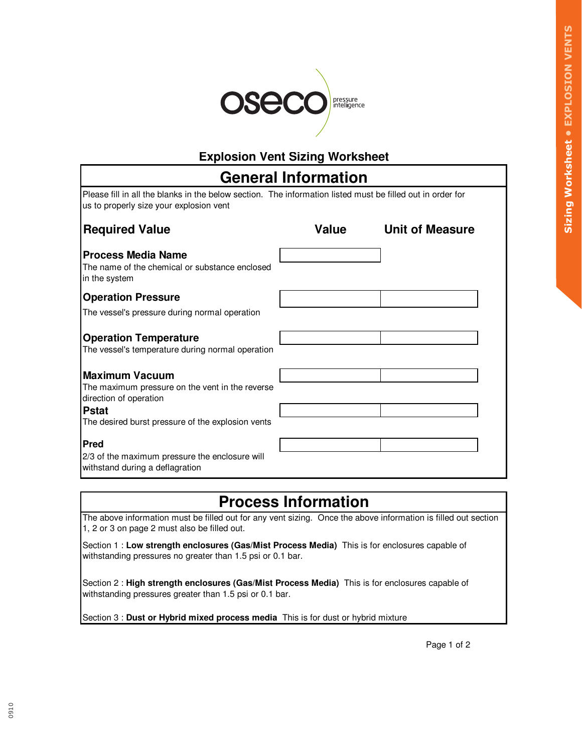# Explosion Vent Sizing Worksheet

## General Information

Please fill in all the blanks in the below section. The information listed must be filled out in order for us to properly size your explosion vent

| Required Value | Value | Unit of Measure |
| --- | --- | --- |
| **Process Media Name**<br>The name of the chemical or substance enclosed in the system | | |
| **Operation Pressure**<br>The vessel's pressure during normal operation | | |
| **Operation Temperature**<br>The vessel's temperature during normal operation | | |
| **Maximum Vacuum**<br>The maximum pressure on the vent in the reverse direction of operation | | |
| **Pstat**<br>The desired burst pressure of the explosion vents | | |
| **Pred**<br>2/3 of the maximum pressure the enclosure will withstand during a deflagration | | |

## Process Information

The above information must be filled out for any vent sizing. Once the above information is filled out section 1, 2 or 3 on page 2 must also be filled out.

Section 1 : **Low strength enclosures (Gas/Mist Process Media)** This is for enclosures capable of withstanding pressures no greater than 1.5 psi or 0.1 bar.

Section 2 : **High strength enclosures (Gas/Mist Process Media)** This is for enclosures capable of withstanding pressures greater than 1.5 psi or 0.1 bar.

Section 3 : **Dust or Hybrid mixed process media** This is for dust or hybrid mixture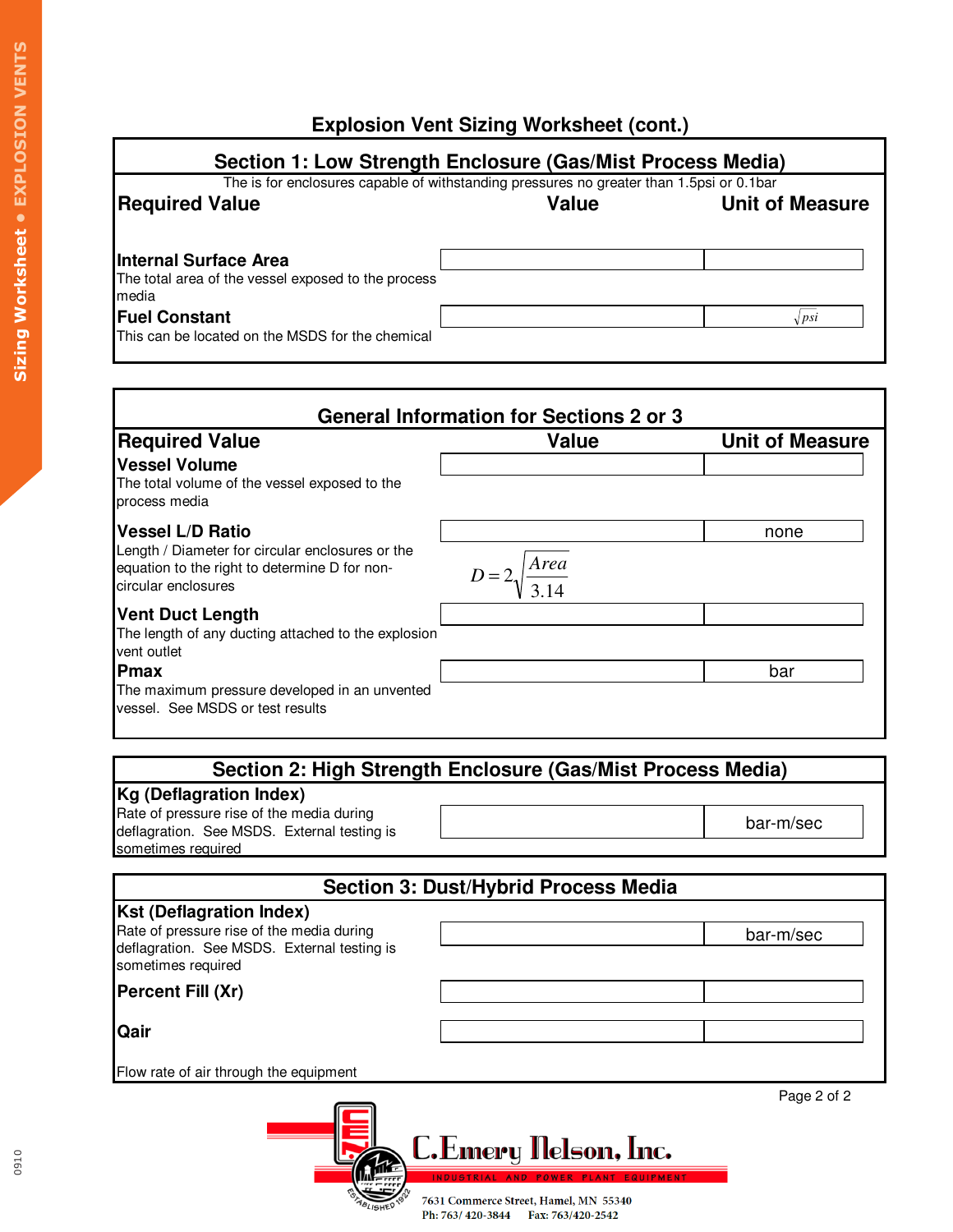## Explosion Vent Sizing Worksheet (cont.)

### Section 1: Low Strength Enclosure (Gas/Mist Process Media)

The is for enclosures capable of withstanding pressures no greater than 1.5psi or 0.1bar

| Required Value | Value | Unit of Measure |
|---|---|---|
| **Internal Surface Area**<br>The total area of the vessel exposed to the process media | | |
| **Fuel Constant**<br>This can be located on the MSDS for the chemical | | $\sqrt{psi}$ |

### General Information for Sections 2 or 3

| Required Value | Value | Unit of Measure |
|---|---|---|
| **Vessel Volume**<br>The total volume of the vessel exposed to the process media | | |
| **Vessel L/D Ratio**<br>Length / Diameter for circular enclosures or the equation to the right to determine D for non-circular enclosures | $D = 2\sqrt{\frac{Area}{3.14}}$ | none |
| **Vent Duct Length**<br>The length of any ducting attached to the explosion vent outlet | | |
| **Pmax**<br>The maximum pressure developed in an unvented vessel. See MSDS or test results | | bar |

### Section 2: High Strength Enclosure (Gas/Mist Process Media)

| Required Value | Value | Unit of Measure |
|---|---|---|
| **Kg (Deflagration Index)**<br>Rate of pressure rise of the media during deflagration. See MSDS. External testing is sometimes required | | bar-m/sec |

### Section 3: Dust/Hybrid Process Media

| Required Value | Value | Unit of Measure |
|---|---|---|
| **Kst (Deflagration Index)**<br>Rate of pressure rise of the media during deflagration. See MSDS. External testing is sometimes required | | bar-m/sec |
| **Percent Fill (Xr)** | | |
| **Qair**<br>Flow rate of air through the equipment | | |

C.Emery Nelson, Inc.
INDUSTRIAL AND POWER PLANT EQUIPMENT
Established 1922
7631 Commerce Street, Hamel, MN 55340
Ph: 763/ 420-3844 Fax: 763/420-2542